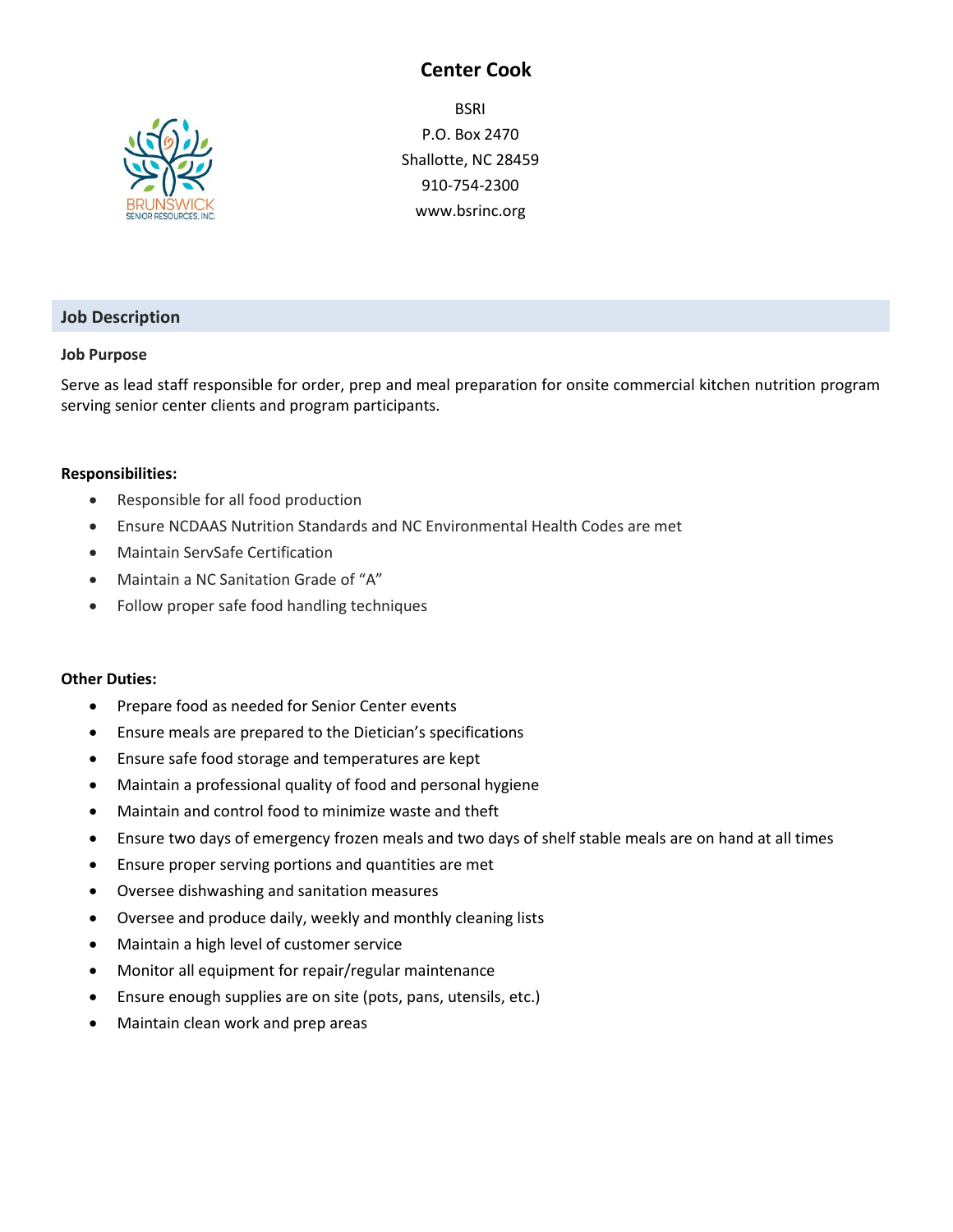# Center Cook

BSRI
P.O. Box 2470
Shallotte, NC 28459
910-754-2300
www.bsrinc.org

BRUNSWICK SENIOR RESOURCES, INC.

## Job Description

### Job Purpose

Serve as lead staff responsible for order, prep and meal preparation for onsite commercial kitchen nutrition program serving senior center clients and program participants.

**Responsibilities:**

- Responsible for all food production
- Ensure NCDAAS Nutrition Standards and NC Environmental Health Codes are met
- Maintain ServSafe Certification
- Maintain a NC Sanitation Grade of "A"
- Follow proper safe food handling techniques

**Other Duties:**

- Prepare food as needed for Senior Center events
- Ensure meals are prepared to the Dietician's specifications
- Ensure safe food storage and temperatures are kept
- Maintain a professional quality of food and personal hygiene
- Maintain and control food to minimize waste and theft
- Ensure two days of emergency frozen meals and two days of shelf stable meals are on hand at all times
- Ensure proper serving portions and quantities are met
- Oversee dishwashing and sanitation measures
- Oversee and produce daily, weekly and monthly cleaning lists
- Maintain a high level of customer service
- Monitor all equipment for repair/regular maintenance
- Ensure enough supplies are on site (pots, pans, utensils, etc.)
- Maintain clean work and prep areas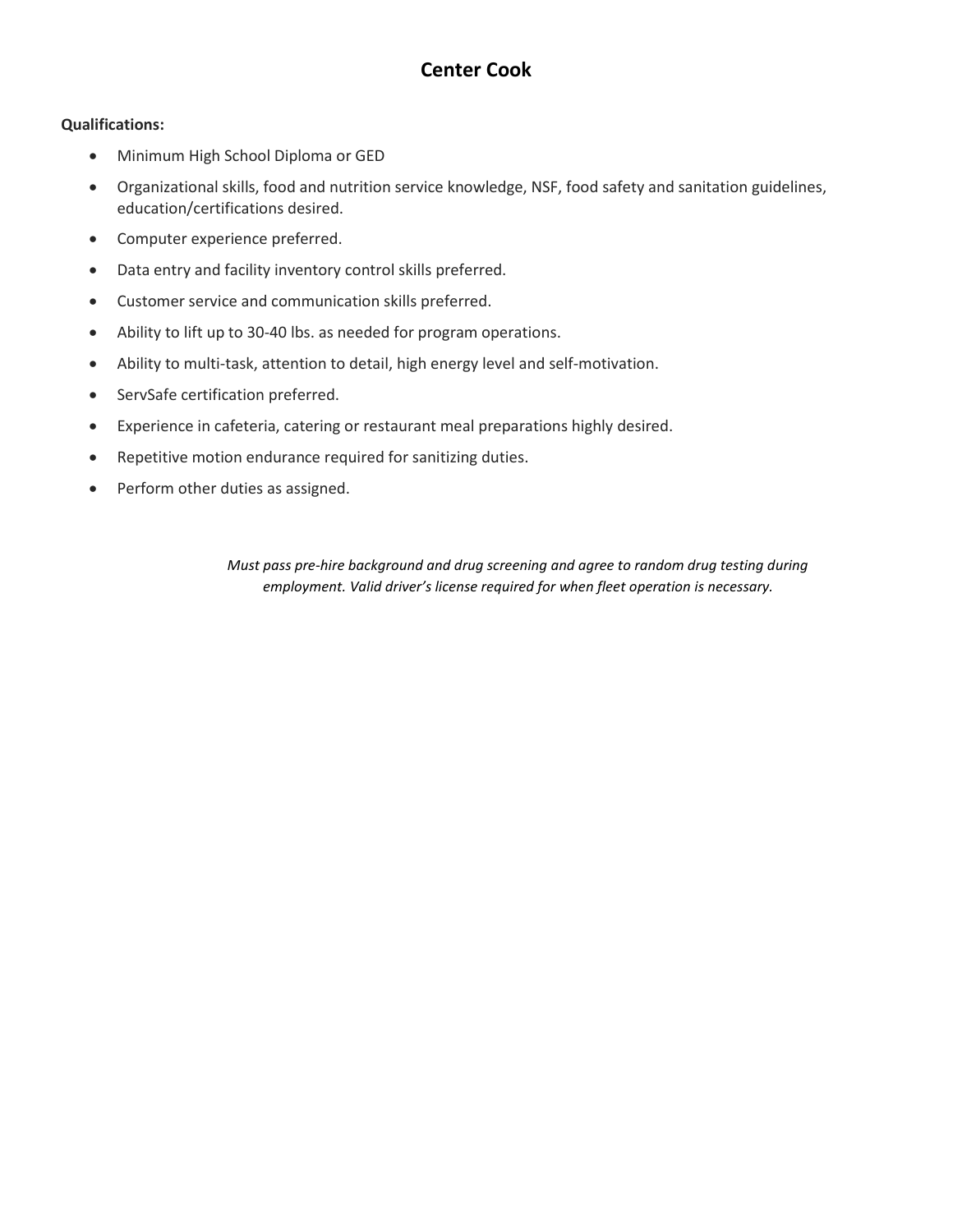# Center Cook

**Qualifications:**

- Minimum High School Diploma or GED
- Organizational skills, food and nutrition service knowledge, NSF, food safety and sanitation guidelines, education/certifications desired.
- Computer experience preferred.
- Data entry and facility inventory control skills preferred.
- Customer service and communication skills preferred.
- Ability to lift up to 30-40 lbs. as needed for program operations.
- Ability to multi-task, attention to detail, high energy level and self-motivation.
- ServSafe certification preferred.
- Experience in cafeteria, catering or restaurant meal preparations highly desired.
- Repetitive motion endurance required for sanitizing duties.
- Perform other duties as assigned.

*Must pass pre-hire background and drug screening and agree to random drug testing during employment. Valid driver's license required for when fleet operation is necessary.*